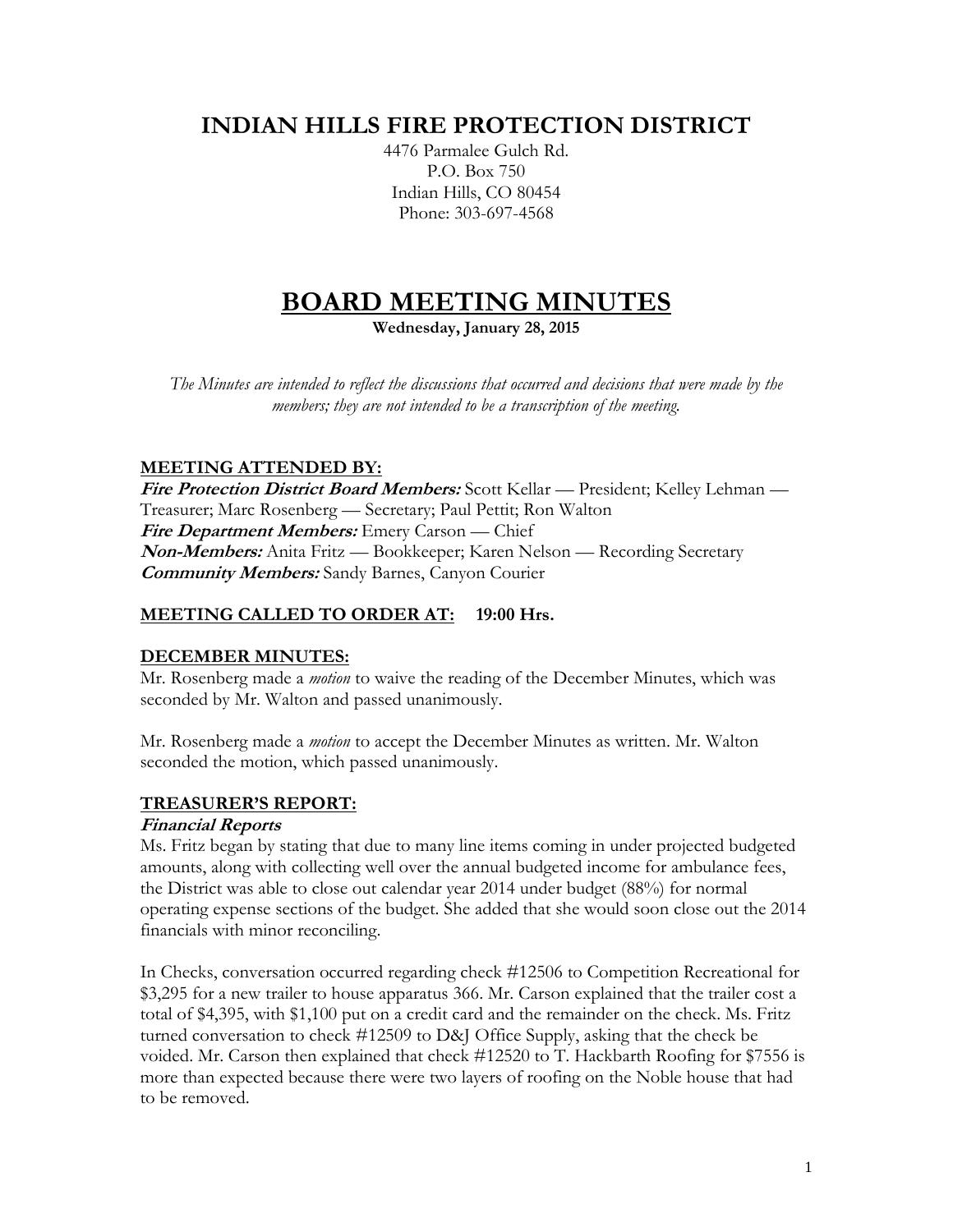# INDIAN HILLS FIRE PROTECTION DISTRICT

4476 Parmalee Gulch Rd.
P.O. Box 750
Indian Hills, CO 80454
Phone: 303-697-4568

# BOARD MEETING MINUTES

**Wednesday, January 28, 2015**

*The Minutes are intended to reflect the discussions that occurred and decisions that were made by the members; they are not intended to be a transcription of the meeting.*

## MEETING ATTENDED BY:

***Fire Protection District Board Members:*** Scott Kellar — President; Kelley Lehman — Treasurer; Marc Rosenberg — Secretary; Paul Pettit; Ron Walton
***Fire Department Members:*** Emery Carson — Chief
***Non-Members:*** Anita Fritz — Bookkeeper; Karen Nelson — Recording Secretary
***Community Members:*** Sandy Barnes, Canyon Courier

## MEETING CALLED TO ORDER AT: 19:00 Hrs.

## DECEMBER MINUTES:

Mr. Rosenberg made a *motion* to waive the reading of the December Minutes, which was seconded by Mr. Walton and passed unanimously.

Mr. Rosenberg made a *motion* to accept the December Minutes as written. Mr. Walton seconded the motion, which passed unanimously.

## TREASURER'S REPORT:

### *Financial Reports*

Ms. Fritz began by stating that due to many line items coming in under projected budgeted amounts, along with collecting well over the annual budgeted income for ambulance fees, the District was able to close out calendar year 2014 under budget (88%) for normal operating expense sections of the budget. She added that she would soon close out the 2014 financials with minor reconciling.

In Checks, conversation occurred regarding check #12506 to Competition Recreational for $3,295 for a new trailer to house apparatus 366. Mr. Carson explained that the trailer cost a total of $4,395, with $1,100 put on a credit card and the remainder on the check. Ms. Fritz turned conversation to check #12509 to D&J Office Supply, asking that the check be voided. Mr. Carson then explained that check #12520 to T. Hackbarth Roofing for $7556 is more than expected because there were two layers of roofing on the Noble house that had to be removed.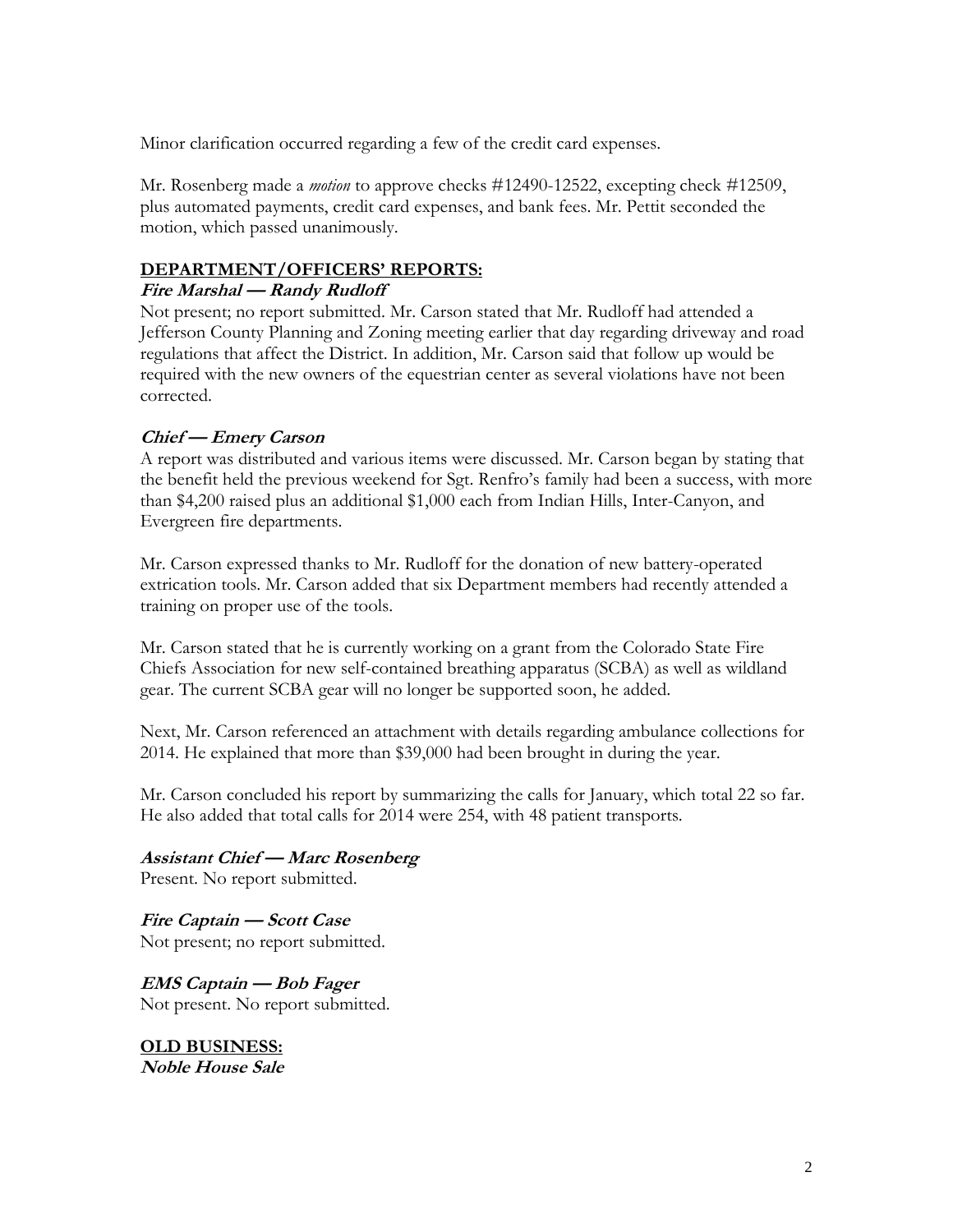Minor clarification occurred regarding a few of the credit card expenses.

Mr. Rosenberg made a *motion* to approve checks #12490-12522, excepting check #12509, plus automated payments, credit card expenses, and bank fees. Mr. Pettit seconded the motion, which passed unanimously.

## DEPARTMENT/OFFICERS' REPORTS:

### *Fire Marshal — Randy Rudloff*

Not present; no report submitted. Mr. Carson stated that Mr. Rudloff had attended a Jefferson County Planning and Zoning meeting earlier that day regarding driveway and road regulations that affect the District. In addition, Mr. Carson said that follow up would be required with the new owners of the equestrian center as several violations have not been corrected.

### *Chief — Emery Carson*

A report was distributed and various items were discussed. Mr. Carson began by stating that the benefit held the previous weekend for Sgt. Renfro's family had been a success, with more than $4,200 raised plus an additional $1,000 each from Indian Hills, Inter-Canyon, and Evergreen fire departments.

Mr. Carson expressed thanks to Mr. Rudloff for the donation of new battery-operated extrication tools. Mr. Carson added that six Department members had recently attended a training on proper use of the tools.

Mr. Carson stated that he is currently working on a grant from the Colorado State Fire Chiefs Association for new self-contained breathing apparatus (SCBA) as well as wildland gear. The current SCBA gear will no longer be supported soon, he added.

Next, Mr. Carson referenced an attachment with details regarding ambulance collections for 2014. He explained that more than $39,000 had been brought in during the year.

Mr. Carson concluded his report by summarizing the calls for January, which total 22 so far. He also added that total calls for 2014 were 254, with 48 patient transports.

### *Assistant Chief — Marc Rosenberg*

Present. No report submitted.

### *Fire Captain — Scott Case*

Not present; no report submitted.

### *EMS Captain — Bob Fager*

Not present. No report submitted.

## OLD BUSINESS:

### *Noble House Sale*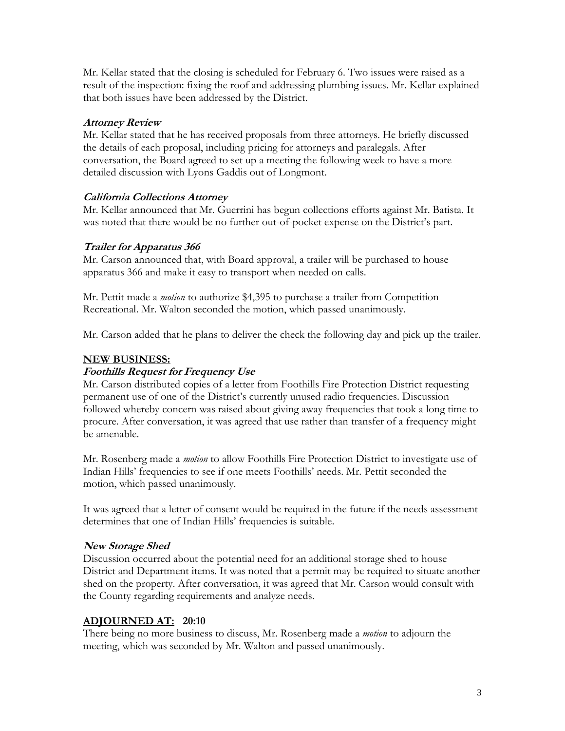Mr. Kellar stated that the closing is scheduled for February 6. Two issues were raised as a result of the inspection: fixing the roof and addressing plumbing issues. Mr. Kellar explained that both issues have been addressed by the District.

### *Attorney Review*

Mr. Kellar stated that he has received proposals from three attorneys. He briefly discussed the details of each proposal, including pricing for attorneys and paralegals. After conversation, the Board agreed to set up a meeting the following week to have a more detailed discussion with Lyons Gaddis out of Longmont.

### *California Collections Attorney*

Mr. Kellar announced that Mr. Guerrini has begun collections efforts against Mr. Batista. It was noted that there would be no further out-of-pocket expense on the District's part.

### *Trailer for Apparatus 366*

Mr. Carson announced that, with Board approval, a trailer will be purchased to house apparatus 366 and make it easy to transport when needed on calls.

Mr. Pettit made a *motion* to authorize $4,395 to purchase a trailer from Competition Recreational. Mr. Walton seconded the motion, which passed unanimously.

Mr. Carson added that he plans to deliver the check the following day and pick up the trailer.

## **NEW BUSINESS:**

### *Foothills Request for Frequency Use*

Mr. Carson distributed copies of a letter from Foothills Fire Protection District requesting permanent use of one of the District's currently unused radio frequencies. Discussion followed whereby concern was raised about giving away frequencies that took a long time to procure. After conversation, it was agreed that use rather than transfer of a frequency might be amenable.

Mr. Rosenberg made a *motion* to allow Foothills Fire Protection District to investigate use of Indian Hills' frequencies to see if one meets Foothills' needs. Mr. Pettit seconded the motion, which passed unanimously.

It was agreed that a letter of consent would be required in the future if the needs assessment determines that one of Indian Hills' frequencies is suitable.

### *New Storage Shed*

Discussion occurred about the potential need for an additional storage shed to house District and Department items. It was noted that a permit may be required to situate another shed on the property. After conversation, it was agreed that Mr. Carson would consult with the County regarding requirements and analyze needs.

## **ADJOURNED AT: 20:10**

There being no more business to discuss, Mr. Rosenberg made a *motion* to adjourn the meeting, which was seconded by Mr. Walton and passed unanimously.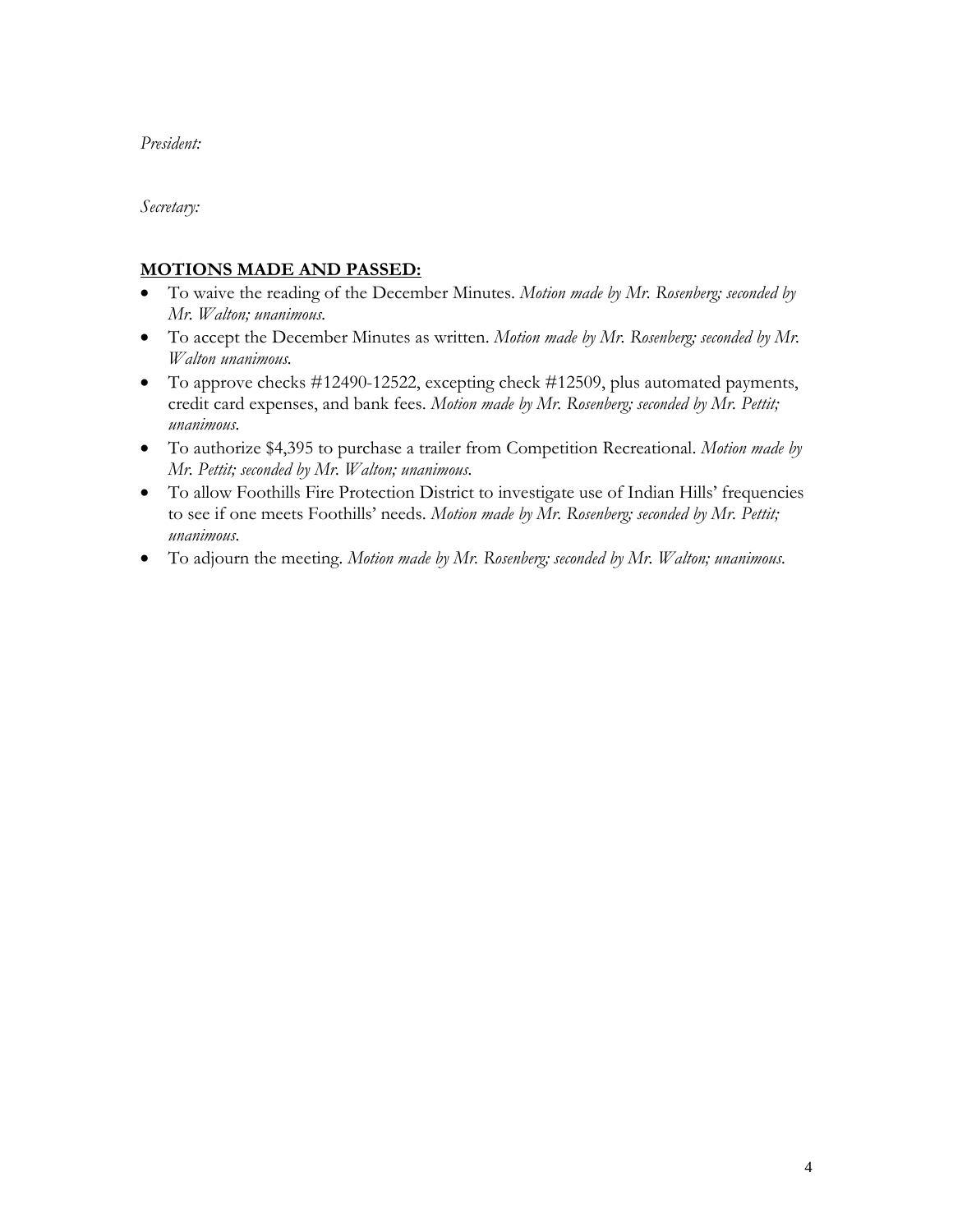*President:*

*Secretary:*

**MOTIONS MADE AND PASSED:**

- To waive the reading of the December Minutes. *Motion made by Mr. Rosenberg; seconded by Mr. Walton; unanimous.*
- To accept the December Minutes as written. *Motion made by Mr. Rosenberg; seconded by Mr. Walton unanimous.*
- To approve checks #12490-12522, excepting check #12509, plus automated payments, credit card expenses, and bank fees. *Motion made by Mr. Rosenberg; seconded by Mr. Pettit; unanimous.*
- To authorize $4,395 to purchase a trailer from Competition Recreational. *Motion made by Mr. Pettit; seconded by Mr. Walton; unanimous.*
- To allow Foothills Fire Protection District to investigate use of Indian Hills' frequencies to see if one meets Foothills' needs. *Motion made by Mr. Rosenberg; seconded by Mr. Pettit; unanimous.*
- To adjourn the meeting. *Motion made by Mr. Rosenberg; seconded by Mr. Walton; unanimous.*